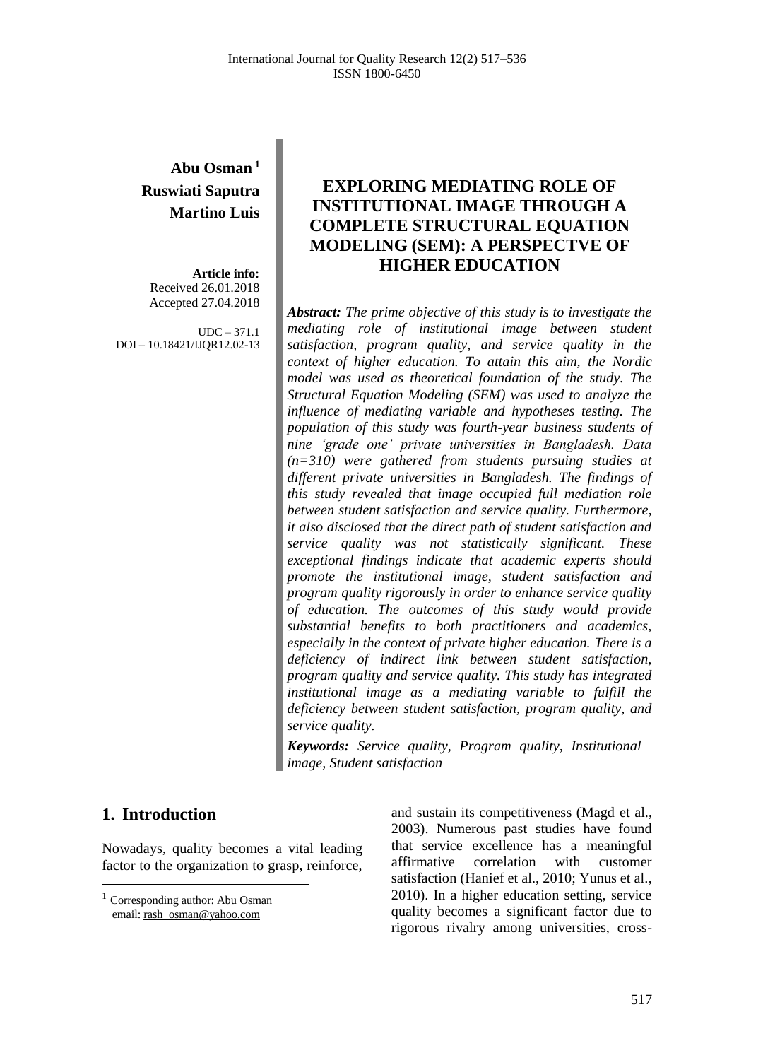**Abu Osman** [1]
**Ruswiati Saputra**
**Martino Luis**

**Article info:**
Received 26.01.2018
Accepted 27.04.2018

UDC – 371.1
DOI – 10.18421/IJQR12.02-13

# EXPLORING MEDIATING ROLE OF INSTITUTIONAL IMAGE THROUGH A COMPLETE STRUCTURAL EQUATION MODELING (SEM): A PERSPECTVE OF HIGHER EDUCATION

***Abstract:*** *The prime objective of this study is to investigate the mediating role of institutional image between student satisfaction, program quality, and service quality in the context of higher education. To attain this aim, the Nordic model was used as theoretical foundation of the study. The Structural Equation Modeling (SEM) was used to analyze the influence of mediating variable and hypotheses testing. The population of this study was fourth-year business students of nine 'grade one' private universities in Bangladesh. Data (n=310) were gathered from students pursuing studies at different private universities in Bangladesh. The findings of this study revealed that image occupied full mediation role between student satisfaction and service quality. Furthermore, it also disclosed that the direct path of student satisfaction and service quality was not statistically significant. These exceptional findings indicate that academic experts should promote the institutional image, student satisfaction and program quality rigorously in order to enhance service quality of education. The outcomes of this study would provide substantial benefits to both practitioners and academics, especially in the context of private higher education. There is a deficiency of indirect link between student satisfaction, program quality and service quality. This study has integrated institutional image as a mediating variable to fulfill the deficiency between student satisfaction, program quality, and service quality.*

***Keywords:*** *Service quality, Program quality, Institutional image, Student satisfaction*

## 1. Introduction

Nowadays, quality becomes a vital leading factor to the organization to grasp, reinforce, and sustain its competitiveness (Magd et al., 2003). Numerous past studies have found that service excellence has a meaningful affirmative correlation with customer satisfaction (Hanief et al., 2010; Yunus et al., 2010). In a higher education setting, service quality becomes a significant factor due to rigorous rivalry among universities, cross-

[1] Corresponding author: Abu Osman
email: rash_osman@yahoo.com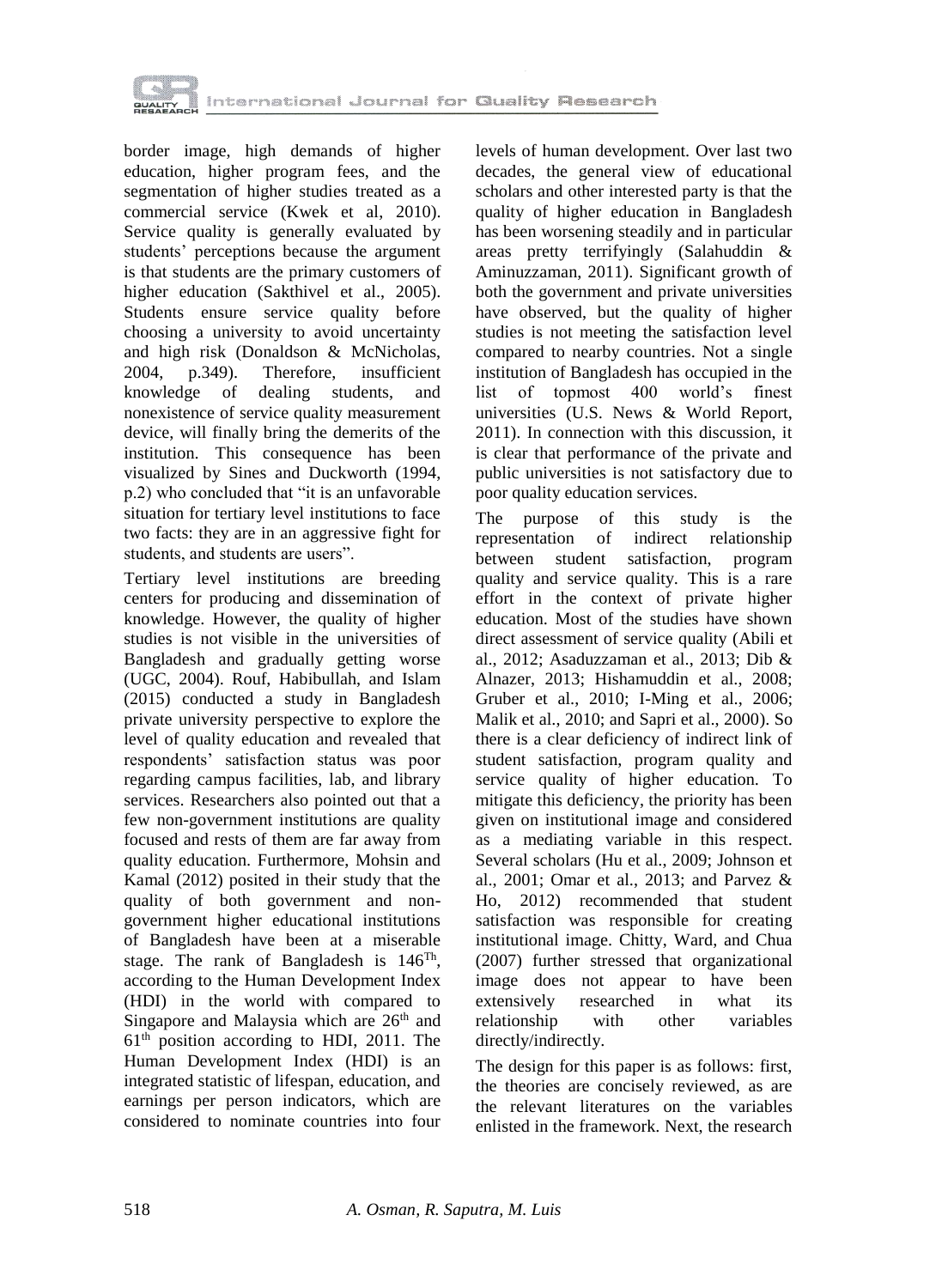border image, high demands of higher education, higher program fees, and the segmentation of higher studies treated as a commercial service (Kwek et al, 2010). Service quality is generally evaluated by students' perceptions because the argument is that students are the primary customers of higher education (Sakthivel et al., 2005). Students ensure service quality before choosing a university to avoid uncertainty and high risk (Donaldson & McNicholas, 2004, p.349). Therefore, insufficient knowledge of dealing students, and nonexistence of service quality measurement device, will finally bring the demerits of the institution. This consequence has been visualized by Sines and Duckworth (1994, p.2) who concluded that "it is an unfavorable situation for tertiary level institutions to face two facts: they are in an aggressive fight for students, and students are users".

Tertiary level institutions are breeding centers for producing and dissemination of knowledge. However, the quality of higher studies is not visible in the universities of Bangladesh and gradually getting worse (UGC, 2004). Rouf, Habibullah, and Islam (2015) conducted a study in Bangladesh private university perspective to explore the level of quality education and revealed that respondents' satisfaction status was poor regarding campus facilities, lab, and library services. Researchers also pointed out that a few non-government institutions are quality focused and rests of them are far away from quality education. Furthermore, Mohsin and Kamal (2012) posited in their study that the quality of both government and non-government higher educational institutions of Bangladesh have been at a miserable stage. The rank of Bangladesh is 146[Th], according to the Human Development Index (HDI) in the world with compared to Singapore and Malaysia which are 26[th] and 61[th] position according to HDI, 2011. The Human Development Index (HDI) is an integrated statistic of lifespan, education, and earnings per person indicators, which are considered to nominate countries into four levels of human development. Over last two decades, the general view of educational scholars and other interested party is that the quality of higher education in Bangladesh has been worsening steadily and in particular areas pretty terrifyingly (Salahuddin & Aminuzzaman, 2011). Significant growth of both the government and private universities have observed, but the quality of higher studies is not meeting the satisfaction level compared to nearby countries. Not a single institution of Bangladesh has occupied in the list of topmost 400 world's finest universities (U.S. News & World Report, 2011). In connection with this discussion, it is clear that performance of the private and public universities is not satisfactory due to poor quality education services.

The purpose of this study is the representation of indirect relationship between student satisfaction, program quality and service quality. This is a rare effort in the context of private higher education. Most of the studies have shown direct assessment of service quality (Abili et al., 2012; Asaduzzaman et al., 2013; Dib & Alnazer, 2013; Hishamuddin et al., 2008; Gruber et al., 2010; I-Ming et al., 2006; Malik et al., 2010; and Sapri et al., 2000). So there is a clear deficiency of indirect link of student satisfaction, program quality and service quality of higher education. To mitigate this deficiency, the priority has been given on institutional image and considered as a mediating variable in this respect. Several scholars (Hu et al., 2009; Johnson et al., 2001; Omar et al., 2013; and Parvez & Ho, 2012) recommended that student satisfaction was responsible for creating institutional image. Chitty, Ward, and Chua (2007) further stressed that organizational image does not appear to have been extensively researched in what its relationship with other variables directly/indirectly.

The design for this paper is as follows: first, the theories are concisely reviewed, as are the relevant literatures on the variables enlisted in the framework. Next, the research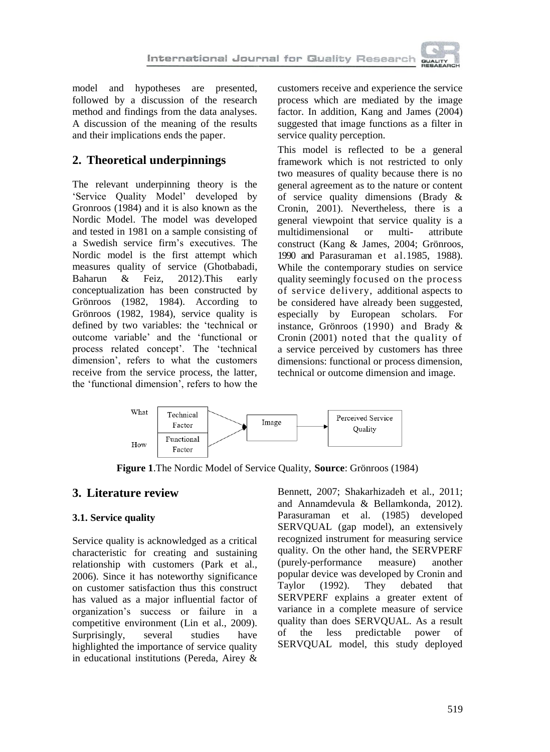model and hypotheses are presented, followed by a discussion of the research method and findings from the data analyses. A discussion of the meaning of the results and their implications ends the paper.

## 2. Theoretical underpinnings

The relevant underpinning theory is the 'Service Quality Model' developed by Gronroos (1984) and it is also known as the Nordic Model. The model was developed and tested in 1981 on a sample consisting of a Swedish service firm's executives. The Nordic model is the first attempt which measures quality of service (Ghotbabadi, Baharun & Feiz, 2012).This early conceptualization has been constructed by Grönroos (1982, 1984). According to Grönroos (1982, 1984), service quality is defined by two variables: the 'technical or outcome variable' and the 'functional or process related concept'. The 'technical dimension', refers to what the customers receive from the service process, the latter, the 'functional dimension', refers to how the customers receive and experience the service process which are mediated by the image factor. In addition, Kang and James (2004) suggested that image functions as a filter in service quality perception.

This model is reflected to be a general framework which is not restricted to only two measures of quality because there is no general agreement as to the nature or content of service quality dimensions (Brady & Cronin, 2001). Nevertheless, there is a general viewpoint that service quality is a multidimensional or multi- attribute construct (Kang & James, 2004; Grönroos, 1990 and Parasuraman et al.1985, 1988). While the contemporary studies on service quality seemingly focused on the process of service delivery, additional aspects to be considered have already been suggested, especially by European scholars. For instance, Grönroos (1990) and Brady & Cronin (2001) noted that the quality of a service perceived by customers has three dimensions: functional or process dimension, technical or outcome dimension and image.

What — Technical Factor; How — Functional Factor → Image → Perceived Service Quality

**Figure 1**.The Nordic Model of Service Quality, **Source**: Grönroos (1984)

## 3. Literature review

### 3.1. Service quality

Service quality is acknowledged as a critical characteristic for creating and sustaining relationship with customers (Park et al., 2006). Since it has noteworthy significance on customer satisfaction thus this construct has valued as a major influential factor of organization's success or failure in a competitive environment (Lin et al., 2009). Surprisingly, several studies have highlighted the importance of service quality in educational institutions (Pereda, Airey & Bennett, 2007; Shakarhizadeh et al., 2011; and Annamdevula & Bellamkonda, 2012). Parasuraman et al. (1985) developed SERVQUAL (gap model), an extensively recognized instrument for measuring service quality. On the other hand, the SERVPERF (purely-performance measure) another popular device was developed by Cronin and Taylor (1992). They debated that SERVPERF explains a greater extent of variance in a complete measure of service quality than does SERVQUAL. As a result of the less predictable power of SERVQUAL model, this study deployed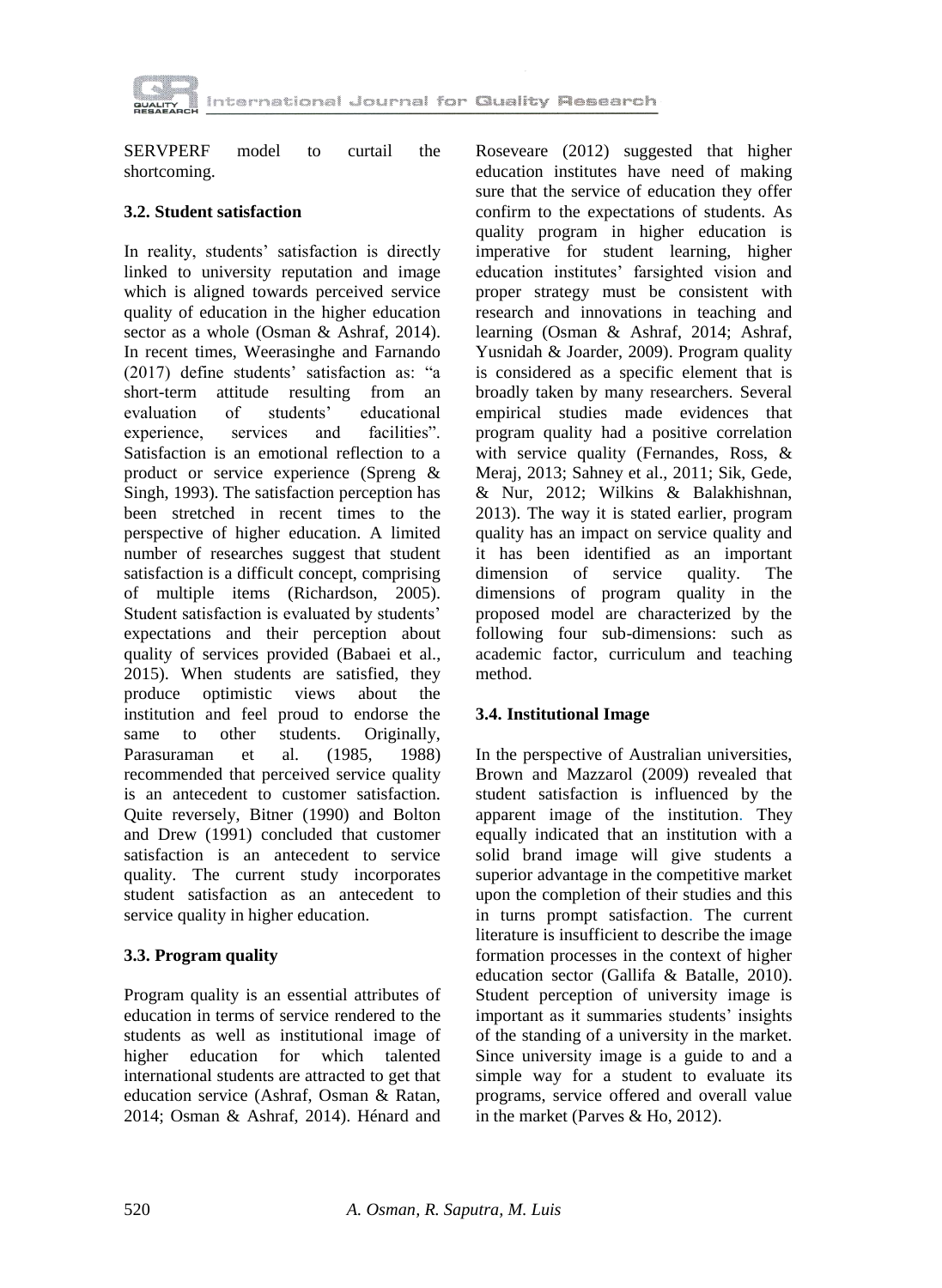SERVPERF model to curtail the shortcoming.

### 3.2. Student satisfaction

In reality, students' satisfaction is directly linked to university reputation and image which is aligned towards perceived service quality of education in the higher education sector as a whole (Osman & Ashraf, 2014). In recent times, Weerasinghe and Farnando (2017) define students' satisfaction as: "a short-term attitude resulting from an evaluation of students' educational experience, services and facilities". Satisfaction is an emotional reflection to a product or service experience (Spreng & Singh, 1993). The satisfaction perception has been stretched in recent times to the perspective of higher education. A limited number of researches suggest that student satisfaction is a difficult concept, comprising of multiple items (Richardson, 2005). Student satisfaction is evaluated by students' expectations and their perception about quality of services provided (Babaei et al., 2015). When students are satisfied, they produce optimistic views about the institution and feel proud to endorse the same to other students. Originally, Parasuraman et al. (1985, 1988) recommended that perceived service quality is an antecedent to customer satisfaction. Quite reversely, Bitner (1990) and Bolton and Drew (1991) concluded that customer satisfaction is an antecedent to service quality. The current study incorporates student satisfaction as an antecedent to service quality in higher education.

### 3.3. Program quality

Program quality is an essential attributes of education in terms of service rendered to the students as well as institutional image of higher education for which talented international students are attracted to get that education service (Ashraf, Osman & Ratan, 2014; Osman & Ashraf, 2014). Hénard and Roseveare (2012) suggested that higher education institutes have need of making sure that the service of education they offer confirm to the expectations of students. As quality program in higher education is imperative for student learning, higher education institutes' farsighted vision and proper strategy must be consistent with research and innovations in teaching and learning (Osman & Ashraf, 2014; Ashraf, Yusnidah & Joarder, 2009). Program quality is considered as a specific element that is broadly taken by many researchers. Several empirical studies made evidences that program quality had a positive correlation with service quality (Fernandes, Ross, & Meraj, 2013; Sahney et al., 2011; Sik, Gede, & Nur, 2012; Wilkins & Balakhishnan, 2013). The way it is stated earlier, program quality has an impact on service quality and it has been identified as an important dimension of service quality. The dimensions of program quality in the proposed model are characterized by the following four sub-dimensions: such as academic factor, curriculum and teaching method.

### 3.4. Institutional Image

In the perspective of Australian universities, Brown and Mazzarol (2009) revealed that student satisfaction is influenced by the apparent image of the institution. They equally indicated that an institution with a solid brand image will give students a superior advantage in the competitive market upon the completion of their studies and this in turns prompt satisfaction. The current literature is insufficient to describe the image formation processes in the context of higher education sector (Gallifa & Batalle, 2010). Student perception of university image is important as it summaries students' insights of the standing of a university in the market. Since university image is a guide to and a simple way for a student to evaluate its programs, service offered and overall value in the market (Parves & Ho, 2012).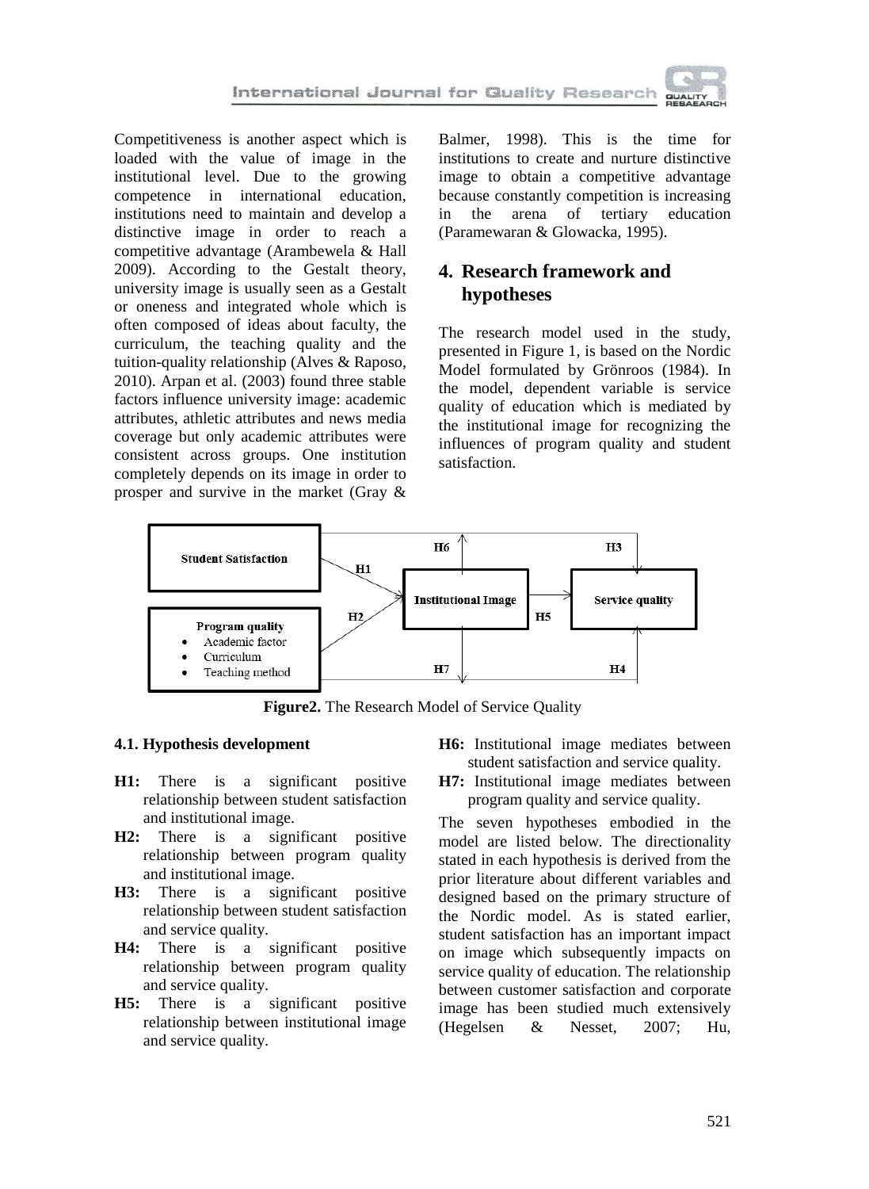Competitiveness is another aspect which is loaded with the value of image in the institutional level. Due to the growing competence in international education, institutions need to maintain and develop a distinctive image in order to reach a competitive advantage (Arambewela & Hall 2009). According to the Gestalt theory, university image is usually seen as a Gestalt or oneness and integrated whole which is often composed of ideas about faculty, the curriculum, the teaching quality and the tuition-quality relationship (Alves & Raposo, 2010). Arpan et al. (2003) found three stable factors influence university image: academic attributes, athletic attributes and news media coverage but only academic attributes were consistent across groups. One institution completely depends on its image in order to prosper and survive in the market (Gray & Balmer, 1998). This is the time for institutions to create and nurture distinctive image to obtain a competitive advantage because constantly competition is increasing in the arena of tertiary education (Paramewaran & Glowacka, 1995).

## 4. Research framework and hypotheses

The research model used in the study, presented in Figure 1, is based on the Nordic Model formulated by Grönroos (1984). In the model, dependent variable is service quality of education which is mediated by the institutional image for recognizing the influences of program quality and student satisfaction.

**Figure2.** The Research Model of Service Quality

### 4.1. Hypothesis development

- **H1:** There is a significant positive relationship between student satisfaction and institutional image.
- **H2:** There is a significant positive relationship between program quality and institutional image.
- **H3:** There is a significant positive relationship between student satisfaction and service quality.
- **H4:** There is a significant positive relationship between program quality and service quality.
- **H5:** There is a significant positive relationship between institutional image and service quality.
- **H6:** Institutional image mediates between student satisfaction and service quality.
- **H7:** Institutional image mediates between program quality and service quality.

The seven hypotheses embodied in the model are listed below. The directionality stated in each hypothesis is derived from the prior literature about different variables and designed based on the primary structure of the Nordic model. As is stated earlier, student satisfaction has an important impact on image which subsequently impacts on service quality of education. The relationship between customer satisfaction and corporate image has been studied much extensively (Hegelsen & Nesset, 2007; Hu,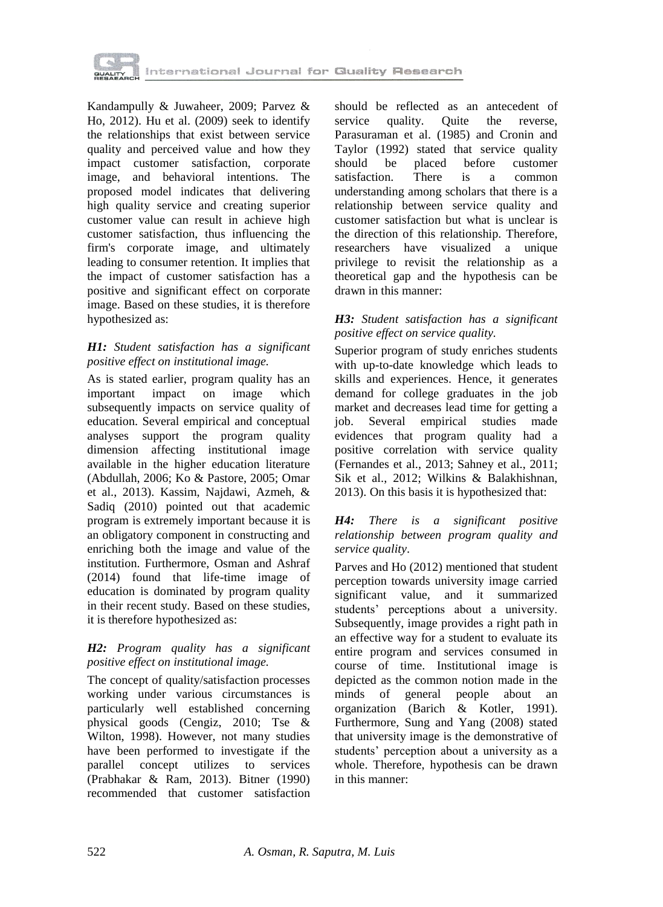Kandampully & Juwaheer, 2009; Parvez & Ho, 2012). Hu et al. (2009) seek to identify the relationships that exist between service quality and perceived value and how they impact customer satisfaction, corporate image, and behavioral intentions. The proposed model indicates that delivering high quality service and creating superior customer value can result in achieve high customer satisfaction, thus influencing the firm's corporate image, and ultimately leading to consumer retention. It implies that the impact of customer satisfaction has a positive and significant effect on corporate image. Based on these studies, it is therefore hypothesized as:

***H1:** Student satisfaction has a significant positive effect on institutional image.*

As is stated earlier, program quality has an important impact on image which subsequently impacts on service quality of education. Several empirical and conceptual analyses support the program quality dimension affecting institutional image available in the higher education literature (Abdullah, 2006; Ko & Pastore, 2005; Omar et al., 2013). Kassim, Najdawi, Azmeh, & Sadiq (2010) pointed out that academic program is extremely important because it is an obligatory component in constructing and enriching both the image and value of the institution. Furthermore, Osman and Ashraf (2014) found that life-time image of education is dominated by program quality in their recent study. Based on these studies, it is therefore hypothesized as:

***H2:** Program quality has a significant positive effect on institutional image.*

The concept of quality/satisfaction processes working under various circumstances is particularly well established concerning physical goods (Cengiz, 2010; Tse & Wilton, 1998). However, not many studies have been performed to investigate if the parallel concept utilizes to services (Prabhakar & Ram, 2013). Bitner (1990) recommended that customer satisfaction should be reflected as an antecedent of service quality. Quite the reverse, Parasuraman et al. (1985) and Cronin and Taylor (1992) stated that service quality should be placed before customer satisfaction. There is a common understanding among scholars that there is a relationship between service quality and customer satisfaction but what is unclear is the direction of this relationship. Therefore, researchers have visualized a unique privilege to revisit the relationship as a theoretical gap and the hypothesis can be drawn in this manner:

***H3:** Student satisfaction has a significant positive effect on service quality.*

Superior program of study enriches students with up-to-date knowledge which leads to skills and experiences. Hence, it generates demand for college graduates in the job market and decreases lead time for getting a job. Several empirical studies made evidences that program quality had a positive correlation with service quality (Fernandes et al., 2013; Sahney et al., 2011; Sik et al., 2012; Wilkins & Balakhishnan, 2013). On this basis it is hypothesized that:

***H4:** There is a significant positive relationship between program quality and service quality.*

Parves and Ho (2012) mentioned that student perception towards university image carried significant value, and it summarized students' perceptions about a university. Subsequently, image provides a right path in an effective way for a student to evaluate its entire program and services consumed in course of time. Institutional image is depicted as the common notion made in the minds of general people about an organization (Barich & Kotler, 1991). Furthermore, Sung and Yang (2008) stated that university image is the demonstrative of students' perception about a university as a whole. Therefore, hypothesis can be drawn in this manner: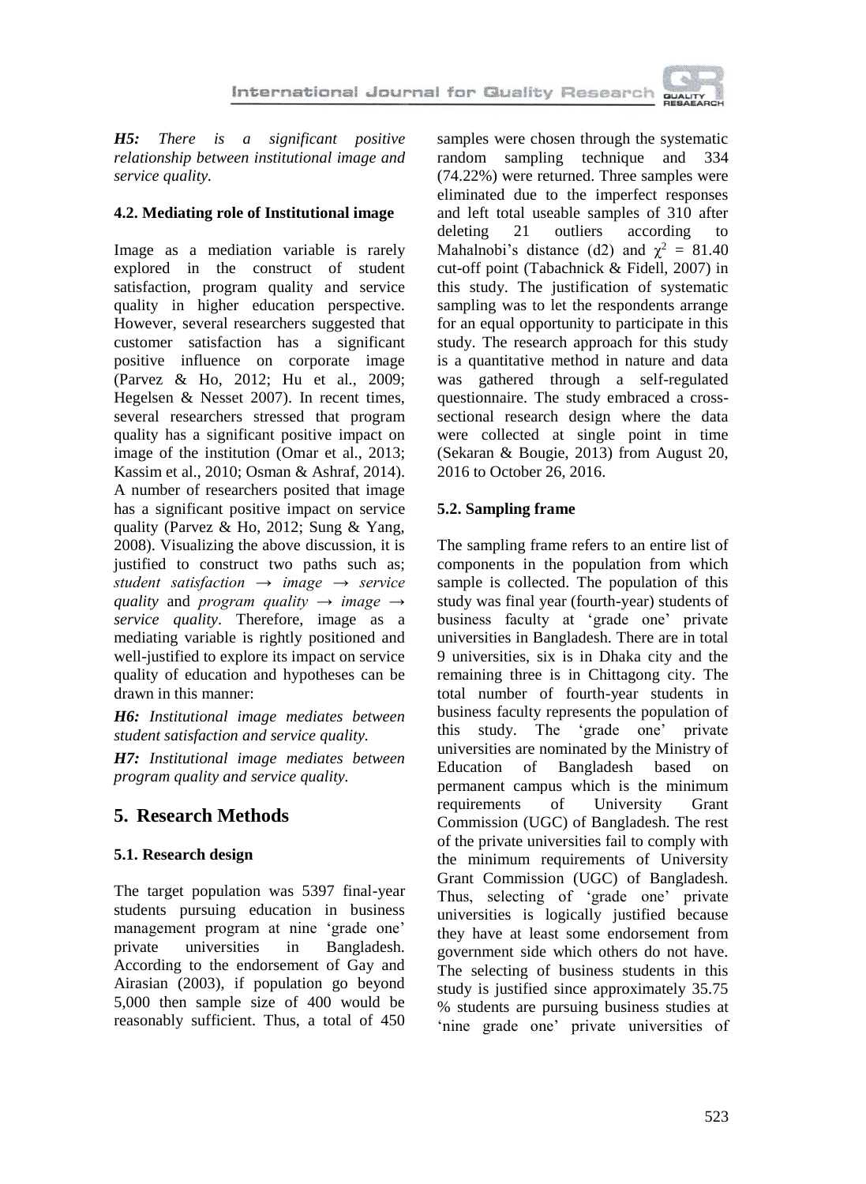*H5: There is a significant positive relationship between institutional image and service quality.*

### 4.2. Mediating role of Institutional image

Image as a mediation variable is rarely explored in the construct of student satisfaction, program quality and service quality in higher education perspective. However, several researchers suggested that customer satisfaction has a significant positive influence on corporate image (Parvez & Ho, 2012; Hu et al., 2009; Hegelsen & Nesset 2007). In recent times, several researchers stressed that program quality has a significant positive impact on image of the institution (Omar et al., 2013; Kassim et al., 2010; Osman & Ashraf, 2014). A number of researchers posited that image has a significant positive impact on service quality (Parvez & Ho, 2012; Sung & Yang, 2008). Visualizing the above discussion, it is justified to construct two paths such as; *student satisfaction → image → service quality* and *program quality → image → service quality*. Therefore, image as a mediating variable is rightly positioned and well-justified to explore its impact on service quality of education and hypotheses can be drawn in this manner:

*H6: Institutional image mediates between student satisfaction and service quality.*

*H7: Institutional image mediates between program quality and service quality.*

## 5. Research Methods

### 5.1. Research design

The target population was 5397 final-year students pursuing education in business management program at nine 'grade one' private universities in Bangladesh. According to the endorsement of Gay and Airasian (2003), if population go beyond 5,000 then sample size of 400 would be reasonably sufficient. Thus, a total of 450 samples were chosen through the systematic random sampling technique and 334 (74.22%) were returned. Three samples were eliminated due to the imperfect responses and left total useable samples of 310 after deleting 21 outliers according to Mahalnobi's distance (d2) and $\chi^2$ = 81.40 cut-off point (Tabachnick & Fidell, 2007) in this study. The justification of systematic sampling was to let the respondents arrange for an equal opportunity to participate in this study. The research approach for this study is a quantitative method in nature and data was gathered through a self-regulated questionnaire. The study embraced a cross-sectional research design where the data were collected at single point in time (Sekaran & Bougie, 2013) from August 20, 2016 to October 26, 2016.

### 5.2. Sampling frame

The sampling frame refers to an entire list of components in the population from which sample is collected. The population of this study was final year (fourth-year) students of business faculty at 'grade one' private universities in Bangladesh. There are in total 9 universities, six is in Dhaka city and the remaining three is in Chittagong city. The total number of fourth-year students in business faculty represents the population of this study. The 'grade one' private universities are nominated by the Ministry of Education of Bangladesh based on permanent campus which is the minimum requirements of University Grant Commission (UGC) of Bangladesh. The rest of the private universities fail to comply with the minimum requirements of University Grant Commission (UGC) of Bangladesh. Thus, selecting of 'grade one' private universities is logically justified because they have at least some endorsement from government side which others do not have. The selecting of business students in this study is justified since approximately 35.75 % students are pursuing business studies at 'nine grade one' private universities of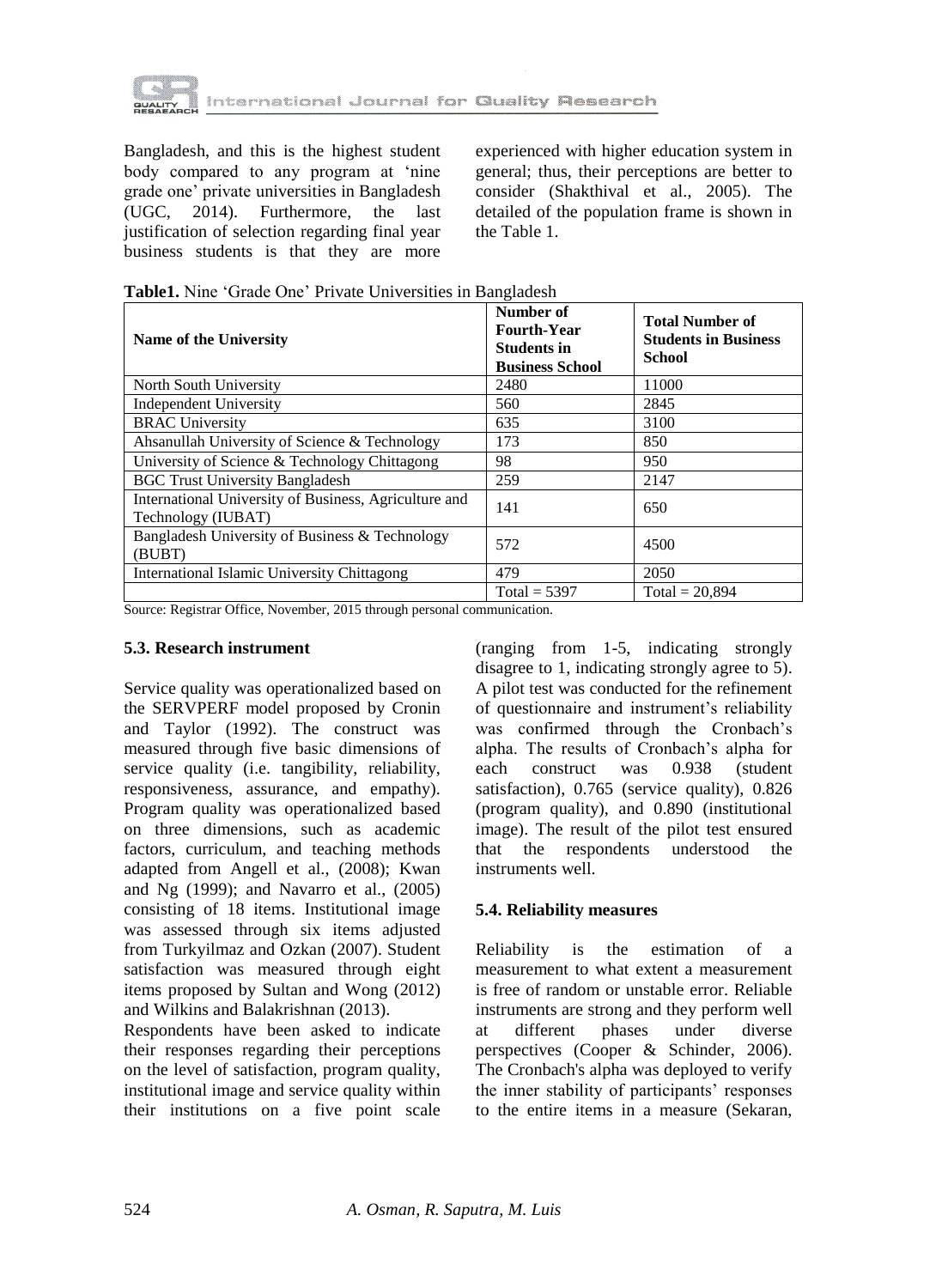Bangladesh, and this is the highest student body compared to any program at 'nine grade one' private universities in Bangladesh (UGC, 2014). Furthermore, the last justification of selection regarding final year business students is that they are more experienced with higher education system in general; thus, their perceptions are better to consider (Shakthival et al., 2005). The detailed of the population frame is shown in the Table 1.

**Table1.** Nine 'Grade One' Private Universities in Bangladesh

| Name of the University | Number of Fourth-Year Students in Business School | Total Number of Students in Business School |
|---|---|---|
| North South University | 2480 | 11000 |
| Independent University | 560 | 2845 |
| BRAC University | 635 | 3100 |
| Ahsanullah University of Science & Technology | 173 | 850 |
| University of Science & Technology Chittagong | 98 | 950 |
| BGC Trust University Bangladesh | 259 | 2147 |
| International University of Business, Agriculture and Technology (IUBAT) | 141 | 650 |
| Bangladesh University of Business & Technology (BUBT) | 572 | 4500 |
| International Islamic University Chittagong | 479 | 2050 |
| | Total = 5397 | Total = 20,894 |

Source: Registrar Office, November, 2015 through personal communication.

### 5.3. Research instrument

Service quality was operationalized based on the SERVPERF model proposed by Cronin and Taylor (1992). The construct was measured through five basic dimensions of service quality (i.e. tangibility, reliability, responsiveness, assurance, and empathy). Program quality was operationalized based on three dimensions, such as academic factors, curriculum, and teaching methods adapted from Angell et al., (2008); Kwan and Ng (1999); and Navarro et al., (2005) consisting of 18 items. Institutional image was assessed through six items adjusted from Turkyilmaz and Ozkan (2007). Student satisfaction was measured through eight items proposed by Sultan and Wong (2012) and Wilkins and Balakrishnan (2013).

Respondents have been asked to indicate their responses regarding their perceptions on the level of satisfaction, program quality, institutional image and service quality within their institutions on a five point scale (ranging from 1-5, indicating strongly disagree to 1, indicating strongly agree to 5). A pilot test was conducted for the refinement of questionnaire and instrument's reliability was confirmed through the Cronbach's alpha. The results of Cronbach's alpha for each construct was 0.938 (student satisfaction), 0.765 (service quality), 0.826 (program quality), and 0.890 (institutional image). The result of the pilot test ensured that the respondents understood the instruments well.

### 5.4. Reliability measures

Reliability is the estimation of a measurement to what extent a measurement is free of random or unstable error. Reliable instruments are strong and they perform well at different phases under diverse perspectives (Cooper & Schinder, 2006). The Cronbach's alpha was deployed to verify the inner stability of participants' responses to the entire items in a measure (Sekaran,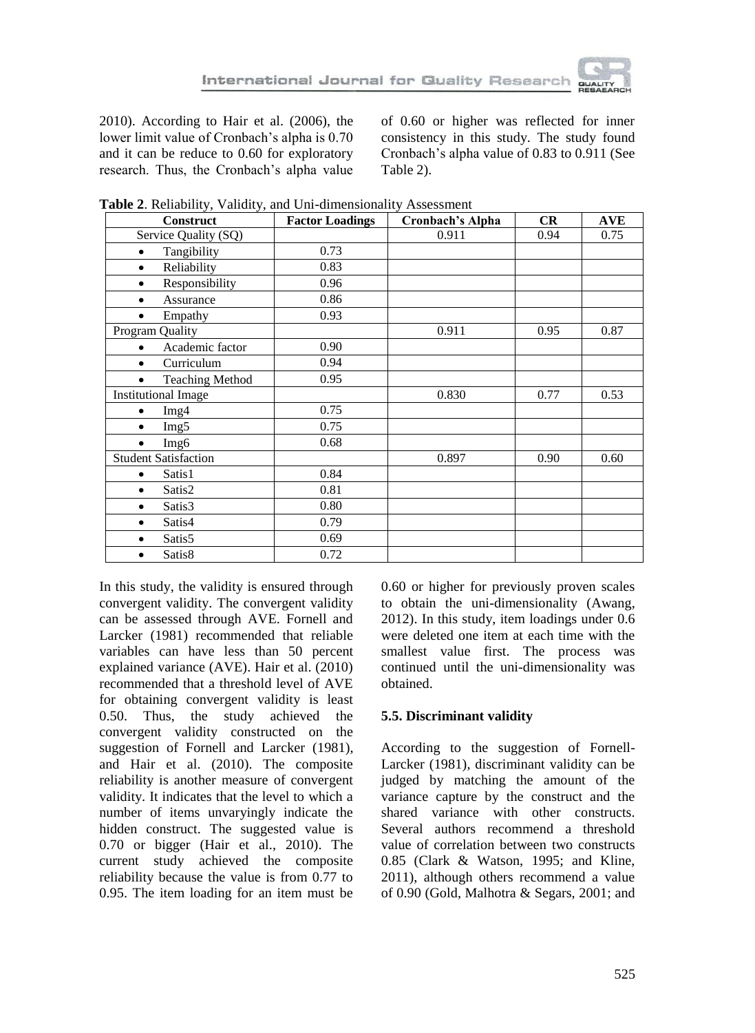2010). According to Hair et al. (2006), the lower limit value of Cronbach's alpha is 0.70 and it can be reduce to 0.60 for exploratory research. Thus, the Cronbach's alpha value of 0.60 or higher was reflected for inner consistency in this study. The study found Cronbach's alpha value of 0.83 to 0.911 (See Table 2).

**Table 2**. Reliability, Validity, and Uni-dimensionality Assessment

| Construct | Factor Loadings | Cronbach's Alpha | CR | AVE |
|---|---|---|---|---|
| Service Quality (SQ) | | 0.911 | 0.94 | 0.75 |
| • Tangibility | 0.73 | | | |
| • Reliability | 0.83 | | | |
| • Responsibility | 0.96 | | | |
| • Assurance | 0.86 | | | |
| • Empathy | 0.93 | | | |
| Program Quality | | 0.911 | 0.95 | 0.87 |
| • Academic factor | 0.90 | | | |
| • Curriculum | 0.94 | | | |
| • Teaching Method | 0.95 | | | |
| Institutional Image | | 0.830 | 0.77 | 0.53 |
| • Img4 | 0.75 | | | |
| • Img5 | 0.75 | | | |
| • Img6 | 0.68 | | | |
| Student Satisfaction | | 0.897 | 0.90 | 0.60 |
| • Satis1 | 0.84 | | | |
| • Satis2 | 0.81 | | | |
| • Satis3 | 0.80 | | | |
| • Satis4 | 0.79 | | | |
| • Satis5 | 0.69 | | | |
| • Satis8 | 0.72 | | | |

In this study, the validity is ensured through convergent validity. The convergent validity can be assessed through AVE. Fornell and Larcker (1981) recommended that reliable variables can have less than 50 percent explained variance (AVE). Hair et al. (2010) recommended that a threshold level of AVE for obtaining convergent validity is least 0.50. Thus, the study achieved the convergent validity constructed on the suggestion of Fornell and Larcker (1981), and Hair et al. (2010). The composite reliability is another measure of convergent validity. It indicates that the level to which a number of items unvaryingly indicate the hidden construct. The suggested value is 0.70 or bigger (Hair et al., 2010). The current study achieved the composite reliability because the value is from 0.77 to 0.95. The item loading for an item must be 0.60 or higher for previously proven scales to obtain the uni-dimensionality (Awang, 2012). In this study, item loadings under 0.6 were deleted one item at each time with the smallest value first. The process was continued until the uni-dimensionality was obtained.

### 5.5. Discriminant validity

According to the suggestion of Fornell-Larcker (1981), discriminant validity can be judged by matching the amount of the variance capture by the construct and the shared variance with other constructs. Several authors recommend a threshold value of correlation between two constructs 0.85 (Clark & Watson, 1995; and Kline, 2011), although others recommend a value of 0.90 (Gold, Malhotra & Segars, 2001; and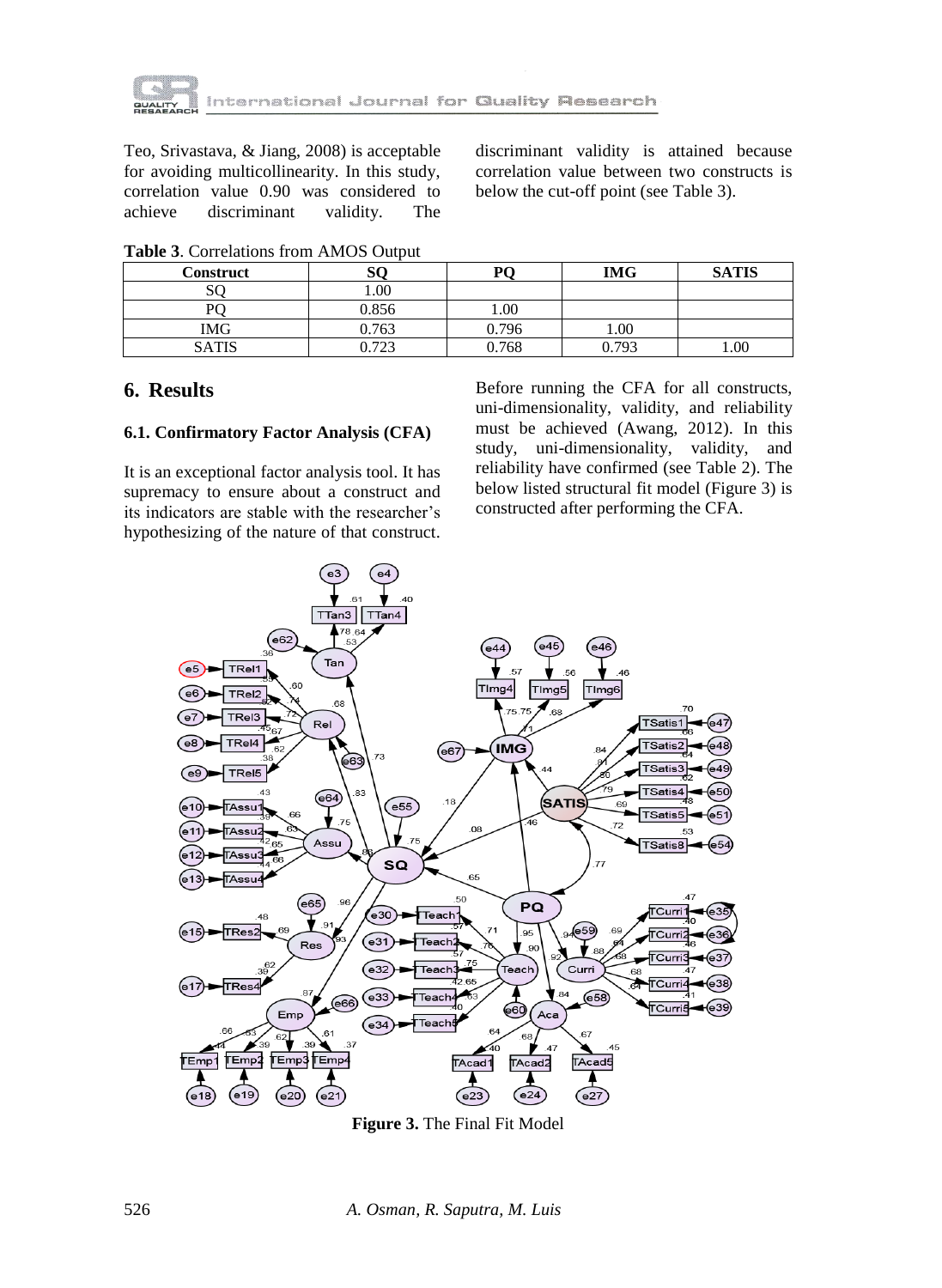Teo, Srivastava, & Jiang, 2008) is acceptable for avoiding multicollinearity. In this study, correlation value 0.90 was considered to achieve discriminant validity. The discriminant validity is attained because correlation value between two constructs is below the cut-off point (see Table 3).

**Table 3**. Correlations from AMOS Output

| Construct | SQ | PQ | IMG | SATIS |
|---|---|---|---|---|
| SQ | 1.00 | | | |
| PQ | 0.856 | 1.00 | | |
| IMG | 0.763 | 0.796 | 1.00 | |
| SATIS | 0.723 | 0.768 | 0.793 | 1.00 |

## 6. Results

### 6.1. Confirmatory Factor Analysis (CFA)

It is an exceptional factor analysis tool. It has supremacy to ensure about a construct and its indicators are stable with the researcher's hypothesizing of the nature of that construct.

Before running the CFA for all constructs, uni-dimensionality, validity, and reliability must be achieved (Awang, 2012). In this study, uni-dimensionality, validity, and reliability have confirmed (see Table 2). The below listed structural fit model (Figure 3) is constructed after performing the CFA.

**Figure 3.** The Final Fit Model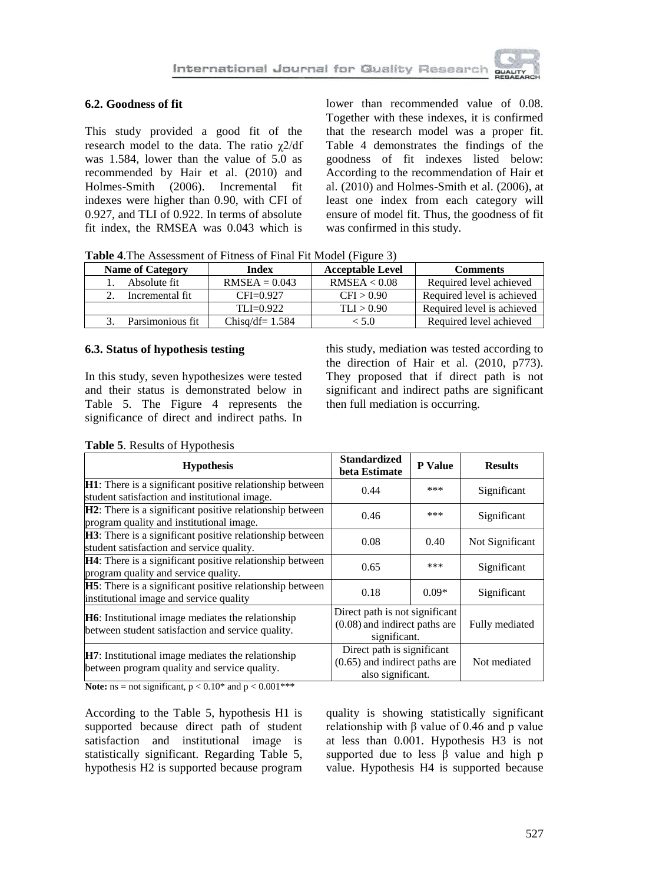### 6.2. Goodness of fit

This study provided a good fit of the research model to the data. The ratio $\chi 2$/df was 1.584, lower than the value of 5.0 as recommended by Hair et al. (2010) and Holmes-Smith (2006). Incremental fit indexes were higher than 0.90, with CFI of 0.927, and TLI of 0.922. In terms of absolute fit index, the RMSEA was 0.043 which is lower than recommended value of 0.08. Together with these indexes, it is confirmed that the research model was a proper fit. Table 4 demonstrates the findings of the goodness of fit indexes listed below: According to the recommendation of Hair et al. (2010) and Holmes-Smith et al. (2006), at least one index from each category will ensure of model fit. Thus, the goodness of fit was confirmed in this study.

**Table 4**.The Assessment of Fitness of Final Fit Model (Figure 3)

| Name of Category | Index | Acceptable Level | Comments |
|---|---|---|---|
| 1. Absolute fit | RMSEA = 0.043 | RMSEA < 0.08 | Required level achieved |
| 2. Incremental fit | CFI=0.927 | CFI > 0.90 | Required level is achieved |
| | TLI=0.922 | TLI > 0.90 | Required level is achieved |
| 3. Parsimonious fit | Chisq/df= 1.584 | < 5.0 | Required level achieved |

### 6.3. Status of hypothesis testing

In this study, seven hypothesizes were tested and their status is demonstrated below in Table 5. The Figure 4 represents the significance of direct and indirect paths. In this study, mediation was tested according to the direction of Hair et al. (2010, p773). They proposed that if direct path is not significant and indirect paths are significant then full mediation is occurring.

**Table 5**. Results of Hypothesis

| Hypothesis | Standardized beta Estimate | P Value | Results |
|---|---|---|---|
| **H1**: There is a significant positive relationship between student satisfaction and institutional image. | 0.44 | *** | Significant |
| **H2**: There is a significant positive relationship between program quality and institutional image. | 0.46 | *** | Significant |
| **H3**: There is a significant positive relationship between student satisfaction and service quality. | 0.08 | 0.40 | Not Significant |
| **H4**: There is a significant positive relationship between program quality and service quality. | 0.65 | *** | Significant |
| **H5**: There is a significant positive relationship between institutional image and service quality | 0.18 | 0.09* | Significant |
| **H6**: Institutional image mediates the relationship between student satisfaction and service quality. | Direct path is not significant (0.08) and indirect paths are significant. | | Fully mediated |
| **H7**: Institutional image mediates the relationship between program quality and service quality. | Direct path is significant (0.65) and indirect paths are also significant. | | Not mediated |

**Note:** ns = not significant, $p < 0.10$* and $p < 0.001$***

According to the Table 5, hypothesis H1 is supported because direct path of student satisfaction and institutional image is statistically significant. Regarding Table 5, hypothesis H2 is supported because program quality is showing statistically significant relationship with β value of 0.46 and p value at less than 0.001. Hypothesis H3 is not supported due to less β value and high p value. Hypothesis H4 is supported because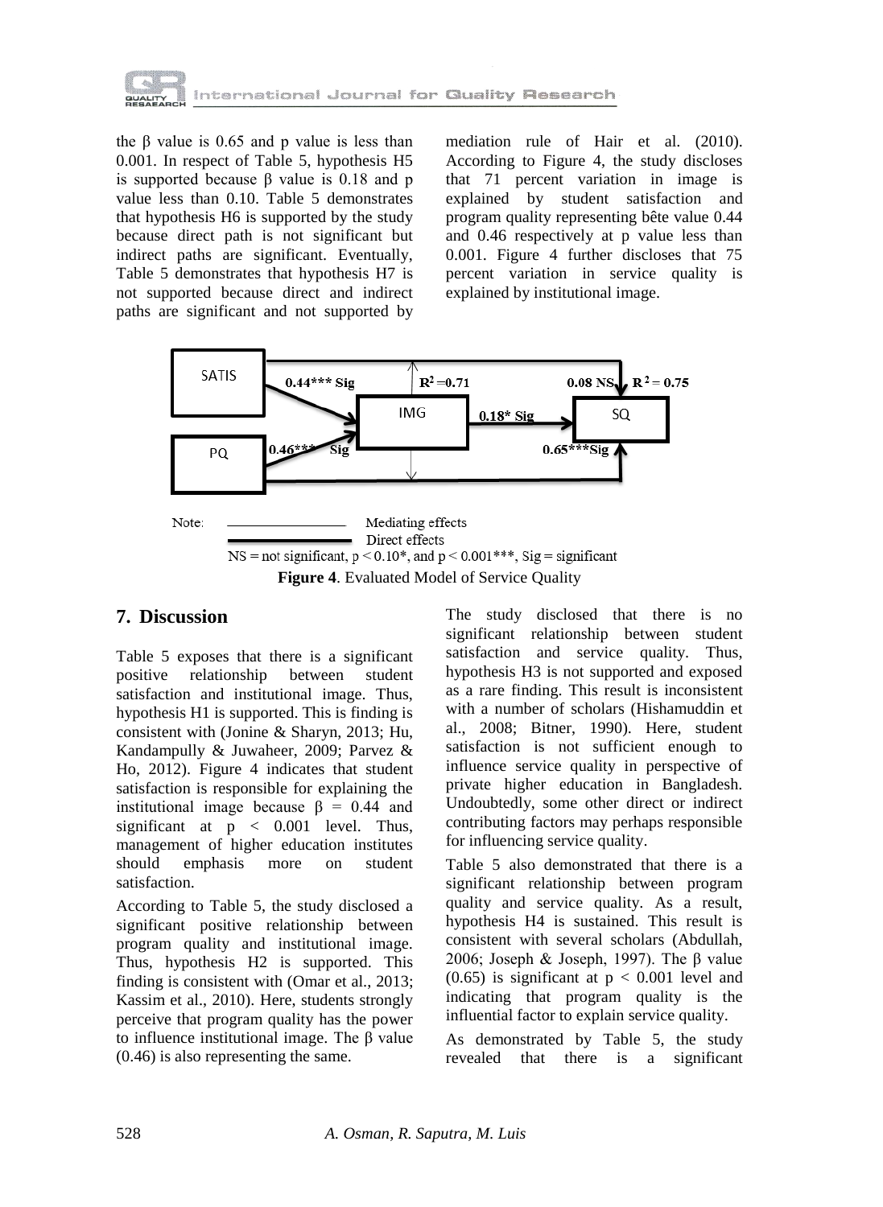the β value is 0.65 and p value is less than 0.001. In respect of Table 5, hypothesis H5 is supported because β value is 0.18 and p value less than 0.10. Table 5 demonstrates that hypothesis H6 is supported by the study because direct path is not significant but indirect paths are significant. Eventually, Table 5 demonstrates that hypothesis H7 is not supported because direct and indirect paths are significant and not supported by mediation rule of Hair et al. (2010). According to Figure 4, the study discloses that 71 percent variation in image is explained by student satisfaction and program quality representing bête value 0.44 and 0.46 respectively at p value less than 0.001. Figure 4 further discloses that 75 percent variation in service quality is explained by institutional image.

SATIS — 0.44*** Sig → IMG ($R^2$ =0.71); PQ — 0.46*** Sig → IMG; IMG — 0.18* Sig → SQ ($R^2$ = 0.75); SATIS — 0.08 NS → SQ; PQ — 0.65***Sig → SQ

Note: ——— Mediating effects; ▬▬▬ Direct effects

NS = not significant, p < 0.10*, and p < 0.001***, Sig = significant

**Figure 4**. Evaluated Model of Service Quality

## 7. Discussion

Table 5 exposes that there is a significant positive relationship between student satisfaction and institutional image. Thus, hypothesis H1 is supported. This is finding is consistent with (Jonine & Sharyn, 2013; Hu, Kandampully & Juwaheer, 2009; Parvez & Ho, 2012). Figure 4 indicates that student satisfaction is responsible for explaining the institutional image because β = 0.44 and significant at p < 0.001 level. Thus, management of higher education institutes should emphasis more on student satisfaction.

According to Table 5, the study disclosed a significant positive relationship between program quality and institutional image. Thus, hypothesis H2 is supported. This finding is consistent with (Omar et al., 2013; Kassim et al., 2010). Here, students strongly perceive that program quality has the power to influence institutional image. The β value (0.46) is also representing the same.

The study disclosed that there is no significant relationship between student satisfaction and service quality. Thus, hypothesis H3 is not supported and exposed as a rare finding. This result is inconsistent with a number of scholars (Hishamuddin et al., 2008; Bitner, 1990). Here, student satisfaction is not sufficient enough to influence service quality in perspective of private higher education in Bangladesh. Undoubtedly, some other direct or indirect contributing factors may perhaps responsible for influencing service quality.

Table 5 also demonstrated that there is a significant relationship between program quality and service quality. As a result, hypothesis H4 is sustained. This result is consistent with several scholars (Abdullah, 2006; Joseph & Joseph, 1997). The β value (0.65) is significant at p < 0.001 level and indicating that program quality is the influential factor to explain service quality.

As demonstrated by Table 5, the study revealed that there is a significant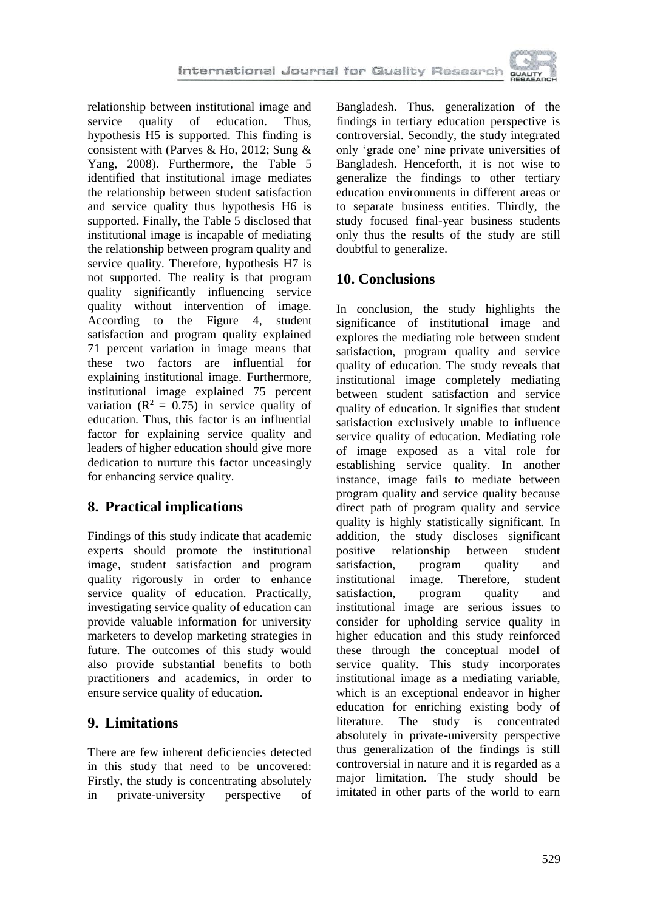relationship between institutional image and service quality of education. Thus, hypothesis H5 is supported. This finding is consistent with (Parves & Ho, 2012; Sung & Yang, 2008). Furthermore, the Table 5 identified that institutional image mediates the relationship between student satisfaction and service quality thus hypothesis H6 is supported. Finally, the Table 5 disclosed that institutional image is incapable of mediating the relationship between program quality and service quality. Therefore, hypothesis H7 is not supported. The reality is that program quality significantly influencing service quality without intervention of image. According to the Figure 4, student satisfaction and program quality explained 71 percent variation in image means that these two factors are influential for explaining institutional image. Furthermore, institutional image explained 75 percent variation ($R^2 = 0.75$) in service quality of education. Thus, this factor is an influential factor for explaining service quality and leaders of higher education should give more dedication to nurture this factor unceasingly for enhancing service quality.

## 8. Practical implications

Findings of this study indicate that academic experts should promote the institutional image, student satisfaction and program quality rigorously in order to enhance service quality of education. Practically, investigating service quality of education can provide valuable information for university marketers to develop marketing strategies in future. The outcomes of this study would also provide substantial benefits to both practitioners and academics, in order to ensure service quality of education.

## 9. Limitations

There are few inherent deficiencies detected in this study that need to be uncovered: Firstly, the study is concentrating absolutely in private-university perspective of Bangladesh. Thus, generalization of the findings in tertiary education perspective is controversial. Secondly, the study integrated only 'grade one' nine private universities of Bangladesh. Henceforth, it is not wise to generalize the findings to other tertiary education environments in different areas or to separate business entities. Thirdly, the study focused final-year business students only thus the results of the study are still doubtful to generalize.

## 10. Conclusions

In conclusion, the study highlights the significance of institutional image and explores the mediating role between student satisfaction, program quality and service quality of education. The study reveals that institutional image completely mediating between student satisfaction and service quality of education. It signifies that student satisfaction exclusively unable to influence service quality of education. Mediating role of image exposed as a vital role for establishing service quality. In another instance, image fails to mediate between program quality and service quality because direct path of program quality and service quality is highly statistically significant. In addition, the study discloses significant positive relationship between student satisfaction, program quality and institutional image. Therefore, student satisfaction, program quality and institutional image are serious issues to consider for upholding service quality in higher education and this study reinforced these through the conceptual model of service quality. This study incorporates institutional image as a mediating variable, which is an exceptional endeavor in higher education for enriching existing body of literature. The study is concentrated absolutely in private-university perspective thus generalization of the findings is still controversial in nature and it is regarded as a major limitation. The study should be imitated in other parts of the world to earn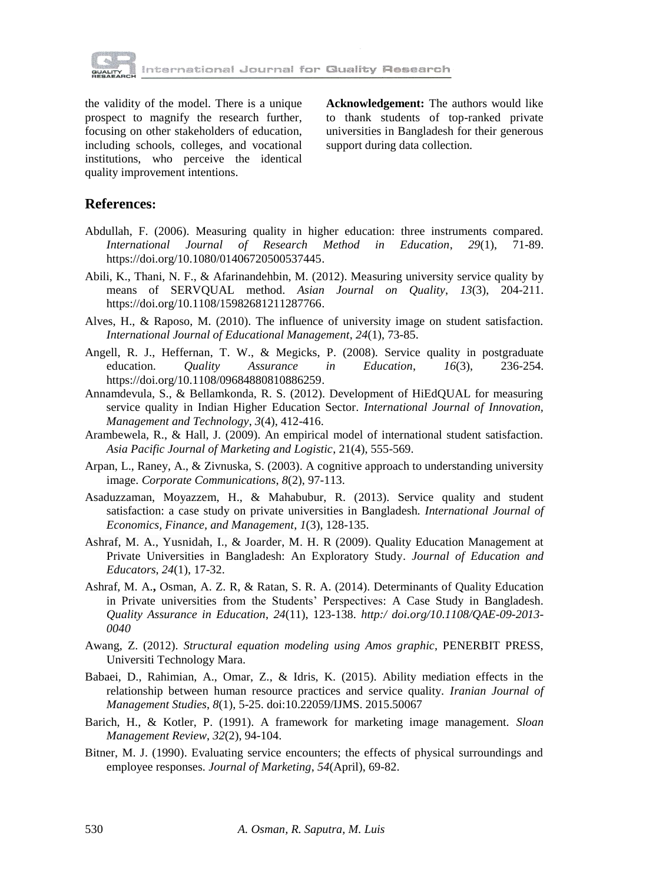the validity of the model. There is a unique prospect to magnify the research further, focusing on other stakeholders of education, including schools, colleges, and vocational institutions, who perceive the identical quality improvement intentions.

**Acknowledgement:** The authors would like to thank students of top-ranked private universities in Bangladesh for their generous support during data collection.

## References:

Abdullah, F. (2006). Measuring quality in higher education: three instruments compared. *International Journal of Research Method in Education*, *29*(1), 71-89. https://doi.org/10.1080/01406720500537445.

Abili, K., Thani, N. F., & Afarinandehbin, M. (2012). Measuring university service quality by means of SERVQUAL method. *Asian Journal on Quality*, *13*(3), 204-211. https://doi.org/10.1108/15982681211287766.

Alves, H., & Raposo, M. (2010). The influence of university image on student satisfaction. *International Journal of Educational Management*, *24*(1), 73-85.

Angell, R. J., Heffernan, T. W., & Megicks, P. (2008). Service quality in postgraduate education. *Quality Assurance in Education*, *16*(3), 236-254. https://doi.org/10.1108/09684880810886259.

Annamdevula, S., & Bellamkonda, R. S. (2012). Development of HiEdQUAL for measuring service quality in Indian Higher Education Sector. *International Journal of Innovation, Management and Technology*, *3*(4), 412-416.

Arambewela, R., & Hall, J. (2009). An empirical model of international student satisfaction. *Asia Pacific Journal of Marketing and Logistic*, 21(4), 555-569.

Arpan, L., Raney, A., & Zivnuska, S. (2003). A cognitive approach to understanding university image. *Corporate Communications*, *8*(2), 97-113.

Asaduzzaman, Moyazzem, H., & Mahabubur, R. (2013). Service quality and student satisfaction: a case study on private universities in Bangladesh. *International Journal of Economics, Finance, and Management*, *1*(3), 128-135.

Ashraf, M. A., Yusnidah, I., & Joarder, M. H. R (2009). Quality Education Management at Private Universities in Bangladesh: An Exploratory Study. *Journal of Education and Educators*, *24*(1), 17-32.

Ashraf, M. A.**,** Osman, A. Z. R, & Ratan, S. R. A. (2014). Determinants of Quality Education in Private universities from the Students' Perspectives: A Case Study in Bangladesh. *Quality Assurance in Education*, *24*(11), 123-138. *http:/ doi.org/10.1108/QAE-09-2013-0040*

Awang, Z. (2012). *Structural equation modeling using Amos graphic*, PENERBIT PRESS, Universiti Technology Mara.

Babaei, D., Rahimian, A., Omar, Z., & Idris, K. (2015). Ability mediation effects in the relationship between human resource practices and service quality. *Iranian Journal of Management Studies*, *8*(1), 5-25. doi:10.22059/IJMS. 2015.50067

Barich, H., & Kotler, P. (1991). A framework for marketing image management. *Sloan Management Review*, *32*(2), 94-104.

Bitner, M. J. (1990). Evaluating service encounters; the effects of physical surroundings and employee responses. *Journal of Marketing*, *54*(April), 69-82.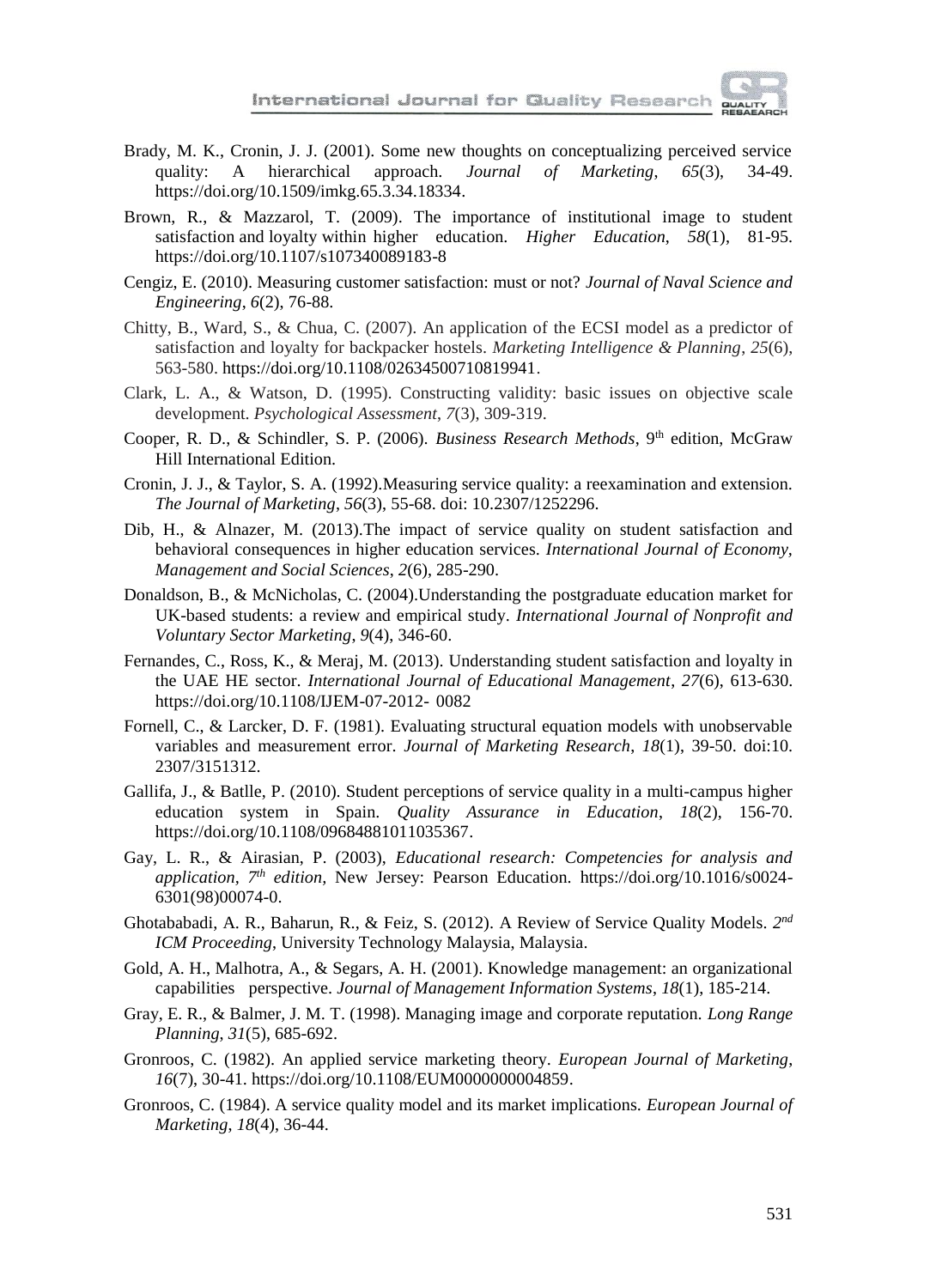Brady, M. K., Cronin, J. J. (2001). Some new thoughts on conceptualizing perceived service quality: A hierarchical approach. *Journal of Marketing*, *65*(3), 34-49. https://doi.org/10.1509/imkg.65.3.34.18334.

Brown, R., & Mazzarol, T. (2009). The importance of institutional image to student satisfaction and loyalty within higher education. *Higher Education*, *58*(1), 81-95. https://doi.org/10.1107/s107340089183-8

Cengiz, E. (2010). Measuring customer satisfaction: must or not? *Journal of Naval Science and Engineering*, *6*(2), 76-88.

Chitty, B., Ward, S., & Chua, C. (2007). An application of the ECSI model as a predictor of satisfaction and loyalty for backpacker hostels. *Marketing Intelligence & Planning*, *25*(6), 563-580. https://doi.org/10.1108/02634500710819941.

Clark, L. A., & Watson, D. (1995). Constructing validity: basic issues on objective scale development. *Psychological Assessment*, *7*(3), 309-319.

Cooper, R. D., & Schindler, S. P. (2006). *Business Research Methods*, 9th edition, McGraw Hill International Edition.

Cronin, J. J., & Taylor, S. A. (1992).Measuring service quality: a reexamination and extension. *The Journal of Marketing*, *56*(3), 55-68. doi: 10.2307/1252296.

Dib, H., & Alnazer, M. (2013).The impact of service quality on student satisfaction and behavioral consequences in higher education services. *International Journal of Economy, Management and Social Sciences*, *2*(6), 285-290.

Donaldson, B., & McNicholas, C. (2004).Understanding the postgraduate education market for UK-based students: a review and empirical study. *International Journal of Nonprofit and Voluntary Sector Marketing*, *9*(4), 346-60.

Fernandes, C., Ross, K., & Meraj, M. (2013). Understanding student satisfaction and loyalty in the UAE HE sector. *International Journal of Educational Management*, *27*(6), 613-630. https://doi.org/10.1108/IJEM-07-2012- 0082

Fornell, C., & Larcker, D. F. (1981). Evaluating structural equation models with unobservable variables and measurement error. *Journal of Marketing Research*, *18*(1), 39-50. doi:10. 2307/3151312.

Gallifa, J., & Batlle, P. (2010). Student perceptions of service quality in a multi-campus higher education system in Spain. *Quality Assurance in Education*, *18*(2), 156-70. https://doi.org/10.1108/09684881011035367.

Gay, L. R., & Airasian, P. (2003), *Educational research: Competencies for analysis and application, 7th edition*, New Jersey: Pearson Education. https://doi.org/10.1016/s0024-6301(98)00074-0.

Ghotababadi, A. R., Baharun, R., & Feiz, S. (2012). A Review of Service Quality Models. *2nd ICM Proceeding*, University Technology Malaysia, Malaysia.

Gold, A. H., Malhotra, A., & Segars, A. H. (2001). Knowledge management: an organizational capabilities perspective. *Journal of Management Information Systems*, *18*(1), 185-214.

Gray, E. R., & Balmer, J. M. T. (1998). Managing image and corporate reputation. *Long Range Planning*, *31*(5), 685-692.

Gronroos, C. (1982). An applied service marketing theory. *European Journal of Marketing*, *16*(7), 30-41. https://doi.org/10.1108/EUM0000000004859.

Gronroos, C. (1984). A service quality model and its market implications. *European Journal of Marketing*, *18*(4), 36-44.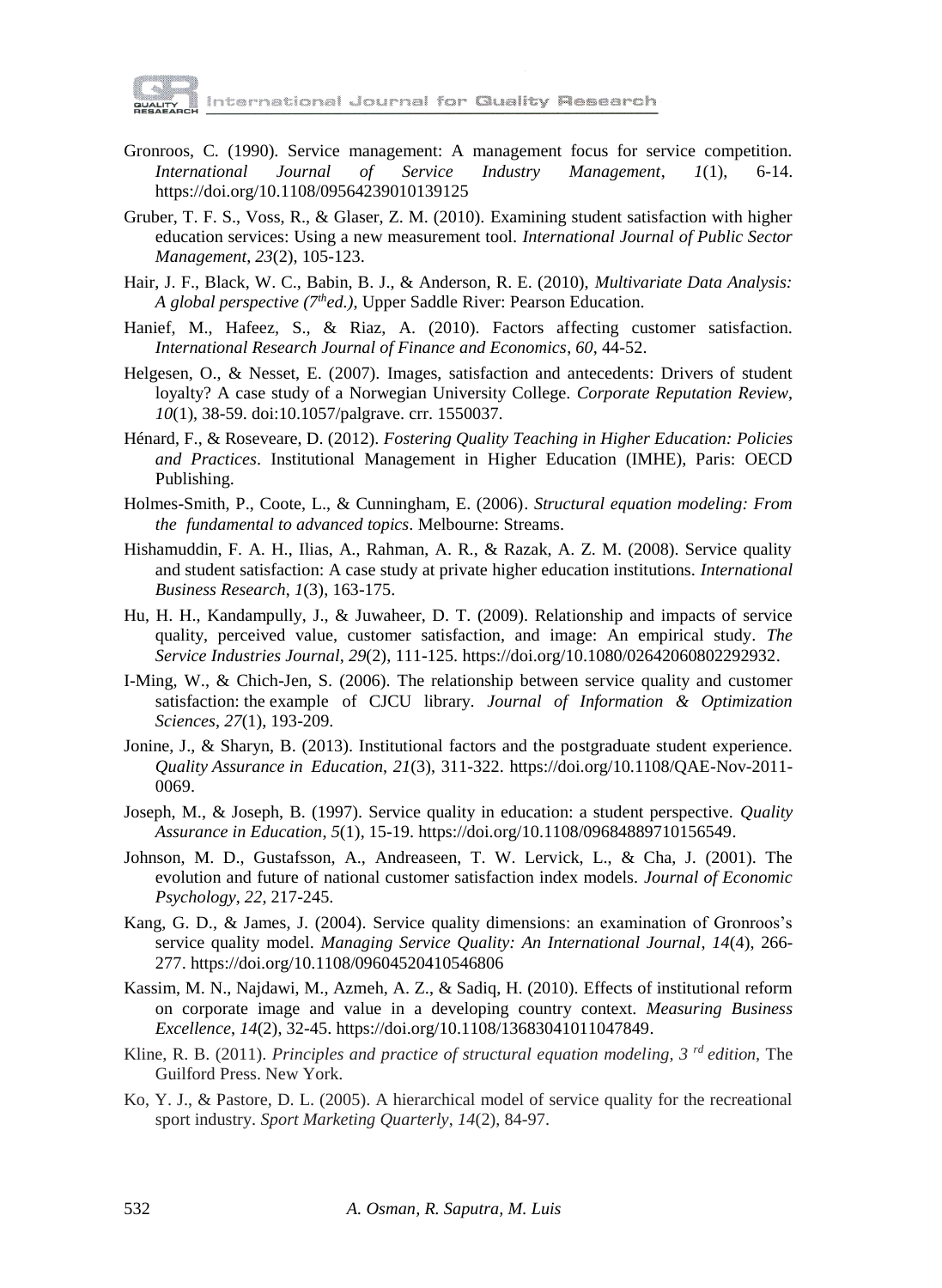Gronroos, C. (1990). Service management: A management focus for service competition. *International Journal of Service Industry Management*, *1*(1), 6-14. https://doi.org/10.1108/09564239010139125

Gruber, T. F. S., Voss, R., & Glaser, Z. M. (2010). Examining student satisfaction with higher education services: Using a new measurement tool. *International Journal of Public Sector Management*, *23*(2), 105-123.

Hair, J. F., Black, W. C., Babin, B. J., & Anderson, R. E. (2010), *Multivariate Data Analysis: A global perspective (7th ed.)*, Upper Saddle River: Pearson Education.

Hanief, M., Hafeez, S., & Riaz, A. (2010). Factors affecting customer satisfaction. *International Research Journal of Finance and Economics*, *60*, 44-52.

Helgesen, O., & Nesset, E. (2007). Images, satisfaction and antecedents: Drivers of student loyalty? A case study of a Norwegian University College. *Corporate Reputation Review*, *10*(1), 38-59. doi:10.1057/palgrave. crr. 1550037.

Hénard, F., & Roseveare, D. (2012). *Fostering Quality Teaching in Higher Education: Policies and Practices*. Institutional Management in Higher Education (IMHE), Paris: OECD Publishing.

Holmes-Smith, P., Coote, L., & Cunningham, E. (2006). *Structural equation modeling: From the fundamental to advanced topics*. Melbourne: Streams.

Hishamuddin, F. A. H., Ilias, A., Rahman, A. R., & Razak, A. Z. M. (2008). Service quality and student satisfaction: A case study at private higher education institutions. *International Business Research*, *1*(3), 163-175.

Hu, H. H., Kandampully, J., & Juwaheer, D. T. (2009). Relationship and impacts of service quality, perceived value, customer satisfaction, and image: An empirical study. *The Service Industries Journal*, *29*(2), 111-125. https://doi.org/10.1080/02642060802292932.

I-Ming, W., & Chich-Jen, S. (2006). The relationship between service quality and customer satisfaction: the example of CJCU library. *Journal of Information & Optimization Sciences*, *27*(1), 193-209.

Jonine, J., & Sharyn, B. (2013). Institutional factors and the postgraduate student experience. *Quality Assurance in Education*, *21*(3), 311-322. https://doi.org/10.1108/QAE-Nov-2011-0069.

Joseph, M., & Joseph, B. (1997). Service quality in education: a student perspective. *Quality Assurance in Education*, *5*(1), 15-19. https://doi.org/10.1108/09684889710156549.

Johnson, M. D., Gustafsson, A., Andreaseen, T. W. Lervick, L., & Cha, J. (2001). The evolution and future of national customer satisfaction index models. *Journal of Economic Psychology*, *22*, 217-245.

Kang, G. D., & James, J. (2004). Service quality dimensions: an examination of Gronroos's service quality model. *Managing Service Quality: An International Journal*, *14*(4), 266-277. https://doi.org/10.1108/09604520410546806

Kassim, M. N., Najdawi, M., Azmeh, A. Z., & Sadiq, H. (2010). Effects of institutional reform on corporate image and value in a developing country context. *Measuring Business Excellence*, *14*(2), 32-45. https://doi.org/10.1108/13683041011047849.

Kline, R. B. (2011). *Principles and practice of structural equation modeling, 3 rd edition*, The Guilford Press. New York.

Ko, Y. J., & Pastore, D. L. (2005). A hierarchical model of service quality for the recreational sport industry. *Sport Marketing Quarterly*, *14*(2), 84-97.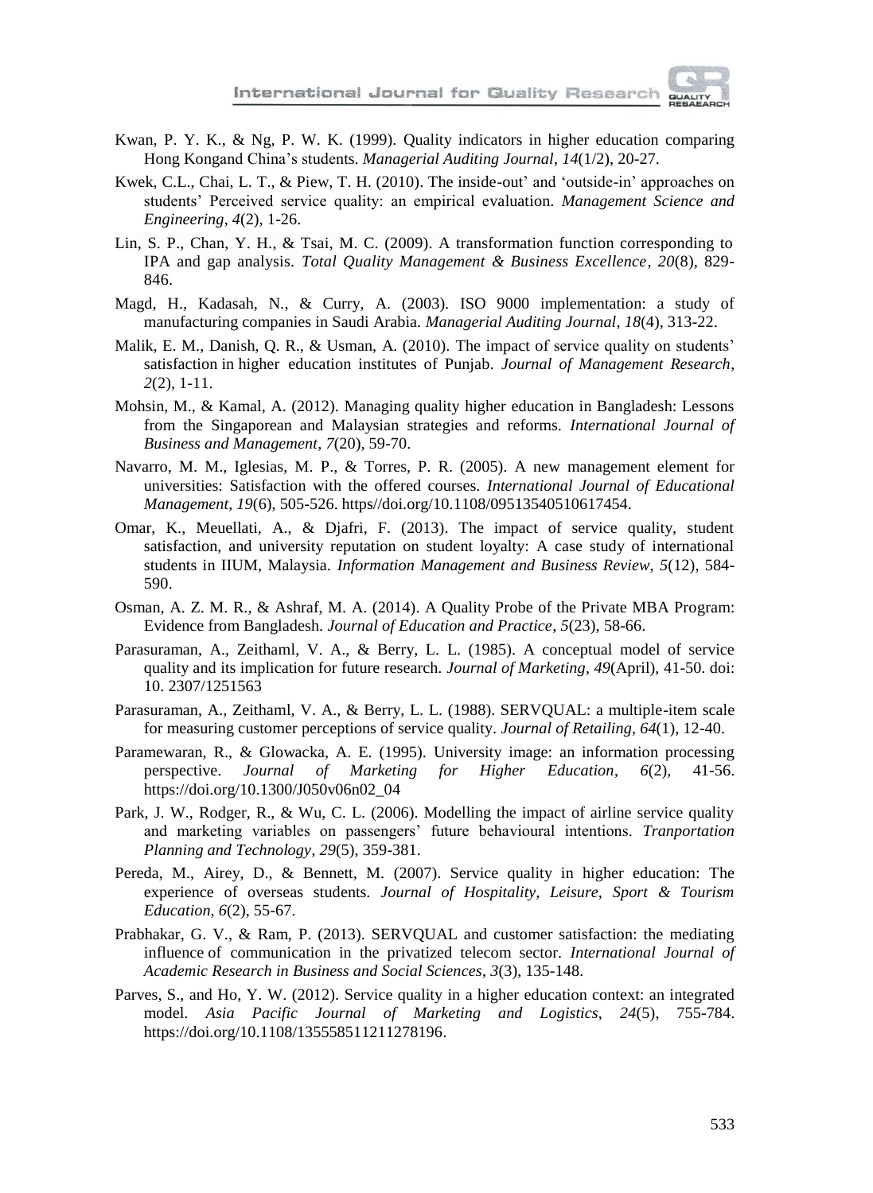Kwan, P. Y. K., & Ng, P. W. K. (1999). Quality indicators in higher education comparing Hong Kongand China's students. *Managerial Auditing Journal*, *14*(1/2), 20-27.

Kwek, C.L., Chai, L. T., & Piew, T. H. (2010). The inside-out' and 'outside-in' approaches on students' Perceived service quality: an empirical evaluation. *Management Science and Engineering*, *4*(2), 1-26.

Lin, S. P., Chan, Y. H., & Tsai, M. C. (2009). A transformation function corresponding to IPA and gap analysis. *Total Quality Management & Business Excellence*, *20*(8), 829-846.

Magd, H., Kadasah, N., & Curry, A. (2003). ISO 9000 implementation: a study of manufacturing companies in Saudi Arabia. *Managerial Auditing Journal*, *18*(4), 313-22.

Malik, E. M., Danish, Q. R., & Usman, A. (2010). The impact of service quality on students' satisfaction in higher education institutes of Punjab. *Journal of Management Research*, *2*(2), 1-11.

Mohsin, M., & Kamal, A. (2012). Managing quality higher education in Bangladesh: Lessons from the Singaporean and Malaysian strategies and reforms. *International Journal of Business and Management*, *7*(20), 59-70.

Navarro, M. M., Iglesias, M. P., & Torres, P. R. (2005). A new management element for universities: Satisfaction with the offered courses. *International Journal of Educational Management*, *19*(6), 505-526. https//doi.org/10.1108/09513540510617454.

Omar, K., Meuellati, A., & Djafri, F. (2013). The impact of service quality, student satisfaction, and university reputation on student loyalty: A case study of international students in IIUM, Malaysia. *Information Management and Business Review*, *5*(12), 584-590.

Osman, A. Z. M. R., & Ashraf, M. A. (2014). A Quality Probe of the Private MBA Program: Evidence from Bangladesh. *Journal of Education and Practice*, *5*(23), 58-66.

Parasuraman, A., Zeithaml, V. A., & Berry, L. L. (1985). A conceptual model of service quality and its implication for future research. *Journal of Marketing*, *49*(April), 41-50. doi: 10. 2307/1251563

Parasuraman, A., Zeithaml, V. A., & Berry, L. L. (1988). SERVQUAL: a multiple-item scale for measuring customer perceptions of service quality. *Journal of Retailing*, *64*(1), 12-40.

Paramewaran, R., & Glowacka, A. E. (1995). University image: an information processing perspective. *Journal of Marketing for Higher Education*, *6*(2), 41-56. https://doi.org/10.1300/J050v06n02_04

Park, J. W., Rodger, R., & Wu, C. L. (2006). Modelling the impact of airline service quality and marketing variables on passengers' future behavioural intentions. *Tranportation Planning and Technology*, *29*(5), 359-381.

Pereda, M., Airey, D., & Bennett, M. (2007). Service quality in higher education: The experience of overseas students. *Journal of Hospitality, Leisure, Sport & Tourism Education*, *6*(2), 55-67.

Prabhakar, G. V., & Ram, P. (2013). SERVQUAL and customer satisfaction: the mediating influence of communication in the privatized telecom sector. *International Journal of Academic Research in Business and Social Sciences*, *3*(3), 135-148.

Parves, S., and Ho, Y. W. (2012). Service quality in a higher education context: an integrated model. *Asia Pacific Journal of Marketing and Logistics*, *24*(5), 755-784. https://doi.org/10.1108/135558511211278196.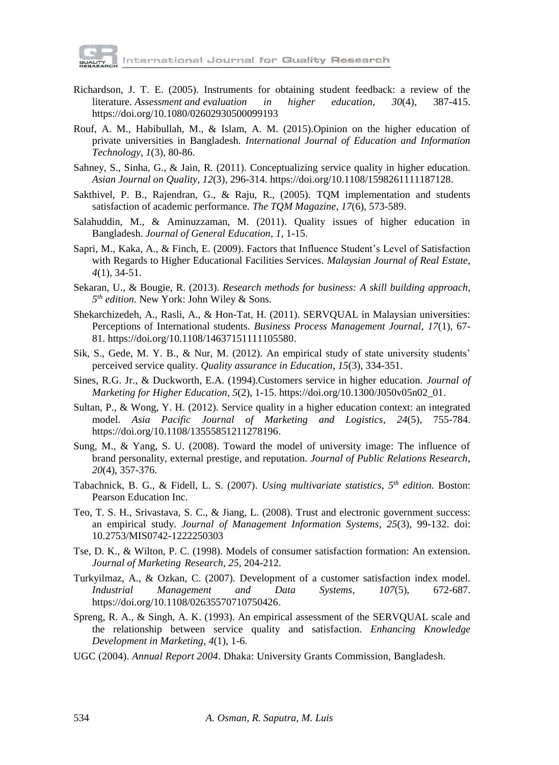Richardson, J. T. E. (2005). Instruments for obtaining student feedback: a review of the literature. *Assessment and evaluation in higher education*, *30*(4), 387-415. https://doi.org/10.1080/02602930500099193

Rouf, A. M., Habibullah, M., & Islam, A. M. (2015).Opinion on the higher education of private universities in Bangladesh. *International Journal of Education and Information Technology*, *1*(3), 80-86.

Sahney, S., Sinha, G., & Jain, R. (2011). Conceptualizing service quality in higher education. *Asian Journal on Quality*, *12*(3), 296-314. https://doi.org/10.1108/1598261111187128.

Sakthivel, P. B., Rajendran, G., & Raju, R., (2005). TQM implementation and students satisfaction of academic performance. *The TQM Magazine*, *17*(6), 573-589.

Salahuddin, M., & Aminuzzaman, M. (2011). Quality issues of higher education in Bangladesh. *Journal of General Education*, *1*, 1-15.

Sapri, M., Kaka, A., & Finch, E. (2009). Factors that Influence Student's Level of Satisfaction with Regards to Higher Educational Facilities Services. *Malaysian Journal of Real Estate*, *4*(1), 34-51.

Sekaran, U., & Bougie, R. (2013). *Research methods for business: A skill building approach, 5th edition.* New York: John Wiley & Sons.

Shekarchizedeh, A., Rasli, A., & Hon-Tat, H. (2011). SERVQUAL in Malaysian universities: Perceptions of International students. *Business Process Management Journal*, *17*(1), 67-81. https://doi.org/10.1108/14637151111105580.

Sik, S., Gede, M. Y. B., & Nur, M. (2012). An empirical study of state university students' perceived service quality. *Quality assurance in Education*, *15*(3), 334-351.

Sines, R.G. Jr., & Duckworth, E.A. (1994).Customers service in higher education. *Journal of Marketing for Higher Education*, *5*(2), 1-15. https://doi.org/10.1300/J050v05n02_01.

Sultan, P., & Wong, Y. H. (2012). Service quality in a higher education context: an integrated model. *Asia Pacific Journal of Marketing and Logistics*, *24*(5), 755-784. https://doi.org/10.1108/13555851211278196.

Sung, M., & Yang, S. U. (2008). Toward the model of university image: The influence of brand personality, external prestige, and reputation. *Journal of Public Relations Research*, *20*(4), 357-376.

Tabachnick, B. G., & Fidell, L. S. (2007). *Using multivariate statistics, 5th edition*. Boston: Pearson Education Inc.

Teo, T. S. H., Srivastava, S. C., & Jiang, L. (2008). Trust and electronic government success: an empirical study. *Journal of Management Information Systems*, *25*(3), 99-132. doi: 10.2753/MIS0742-1222250303

Tse, D. K., & Wilton, P. C. (1998). Models of consumer satisfaction formation: An extension. *Journal of Marketing Research*, *25*, 204-212.

Turkyilmaz, A., & Ozkan, C. (2007). Development of a customer satisfaction index model. *Industrial Management and Data Systems*, *107*(5), 672-687. https://doi.org/10.1108/02635570710750426.

Spreng, R. A., & Singh, A. K. (1993). An empirical assessment of the SERVQUAL scale and the relationship between service quality and satisfaction. *Enhancing Knowledge Development in Marketing*, *4*(1), 1-6.

UGC (2004). *Annual Report 2004*. Dhaka: University Grants Commission, Bangladesh.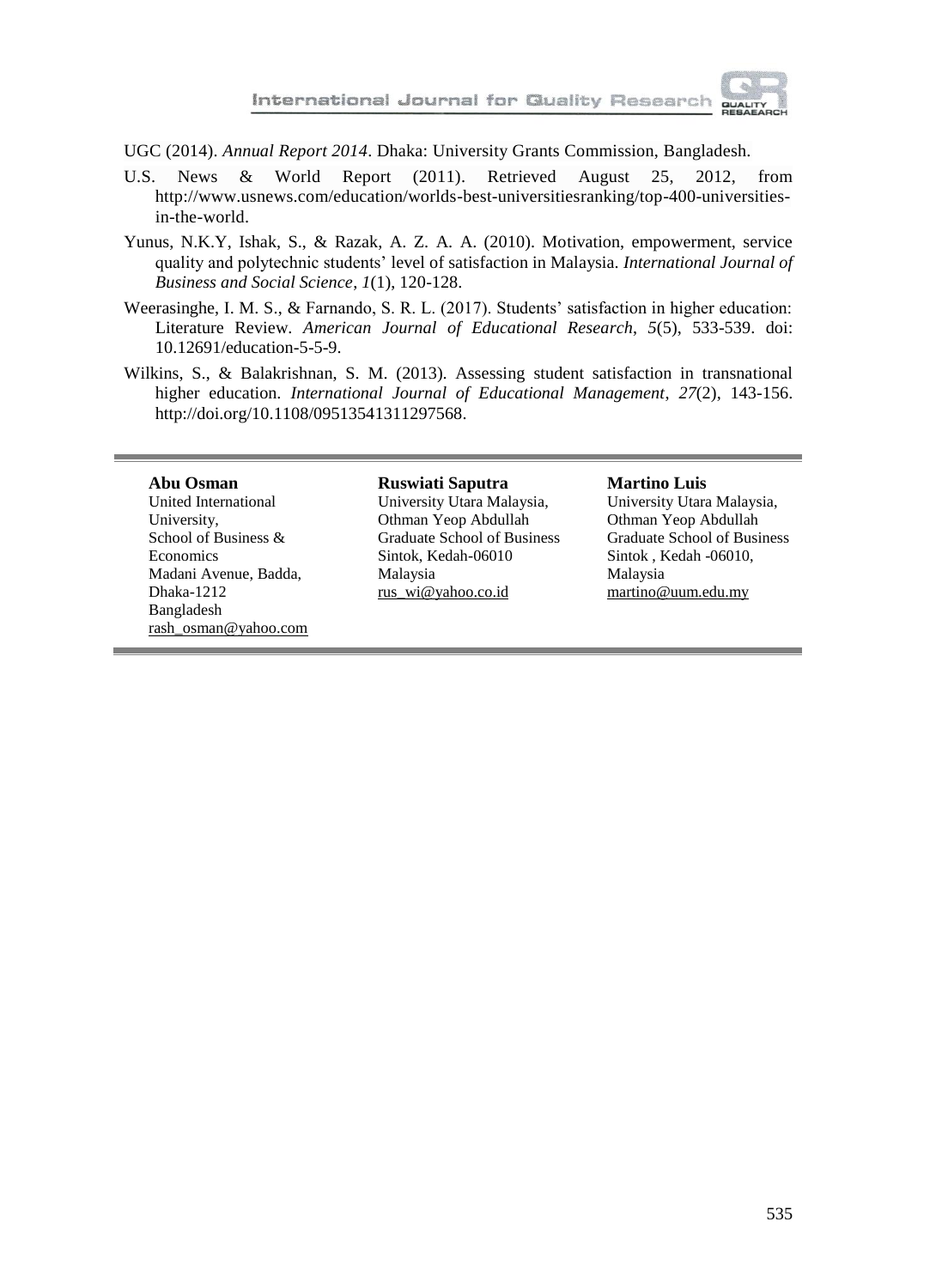UGC (2014). *Annual Report 2014*. Dhaka: University Grants Commission, Bangladesh.

U.S. News & World Report (2011). Retrieved August 25, 2012, from http://www.usnews.com/education/worlds-best-universitiesranking/top-400-universities-in-the-world.

Yunus, N.K.Y, Ishak, S., & Razak, A. Z. A. A. (2010). Motivation, empowerment, service quality and polytechnic students' level of satisfaction in Malaysia. *International Journal of Business and Social Science*, *1*(1), 120-128.

Weerasinghe, I. M. S., & Farnando, S. R. L. (2017). Students' satisfaction in higher education: Literature Review. *American Journal of Educational Research*, *5*(5), 533-539. doi: 10.12691/education-5-5-9.

Wilkins, S., & Balakrishnan, S. M. (2013). Assessing student satisfaction in transnational higher education. *International Journal of Educational Management*, *27*(2), 143-156. http://doi.org/10.1108/09513541311297568.

---

**Abu Osman**
United International University,
School of Business & Economics
Madani Avenue, Badda, Dhaka-1212
Bangladesh
rash_osman@yahoo.com

**Ruswiati Saputra**
University Utara Malaysia,
Othman Yeop Abdullah Graduate School of Business
Sintok, Kedah-06010
Malaysia
rus_wi@yahoo.co.id

**Martino Luis**
University Utara Malaysia,
Othman Yeop Abdullah Graduate School of Business
Sintok , Kedah -06010,
Malaysia
martino@uum.edu.my